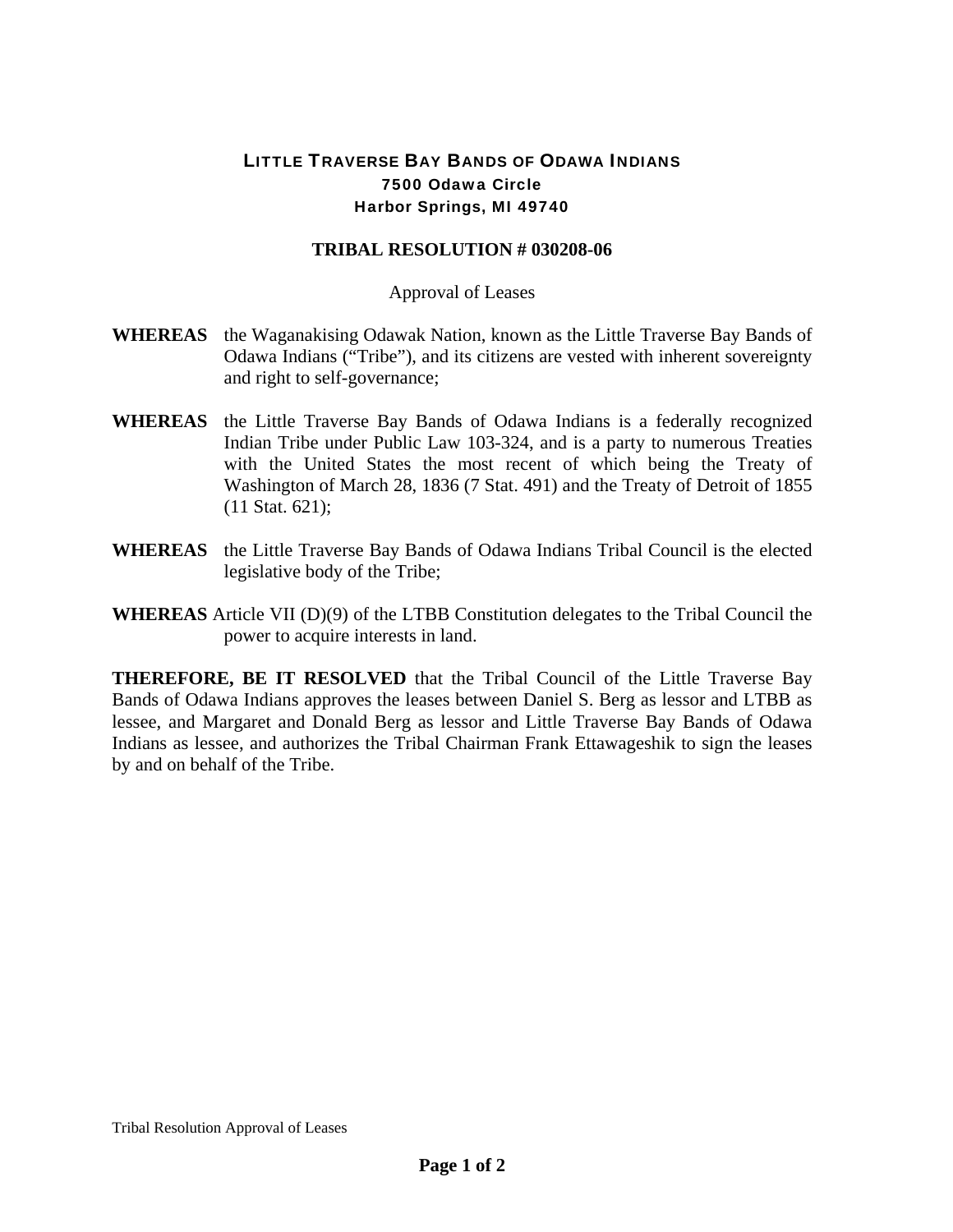**LITTLE TRAVERSE BAY BANDS OF ODAWA INDIANS**
**7500 Odawa Circle**
**Harbor Springs, MI 49740**

# TRIBAL RESOLUTION # 030208-06

Approval of Leases

**WHEREAS** the Waganakising Odawak Nation, known as the Little Traverse Bay Bands of Odawa Indians ("Tribe"), and its citizens are vested with inherent sovereignty and right to self-governance;

**WHEREAS** the Little Traverse Bay Bands of Odawa Indians is a federally recognized Indian Tribe under Public Law 103-324, and is a party to numerous Treaties with the United States the most recent of which being the Treaty of Washington of March 28, 1836 (7 Stat. 491) and the Treaty of Detroit of 1855 (11 Stat. 621);

**WHEREAS** the Little Traverse Bay Bands of Odawa Indians Tribal Council is the elected legislative body of the Tribe;

**WHEREAS** Article VII (D)(9) of the LTBB Constitution delegates to the Tribal Council the power to acquire interests in land.

**THEREFORE, BE IT RESOLVED** that the Tribal Council of the Little Traverse Bay Bands of Odawa Indians approves the leases between Daniel S. Berg as lessor and LTBB as lessee, and Margaret and Donald Berg as lessor and Little Traverse Bay Bands of Odawa Indians as lessee, and authorizes the Tribal Chairman Frank Ettawageshik to sign the leases by and on behalf of the Tribe.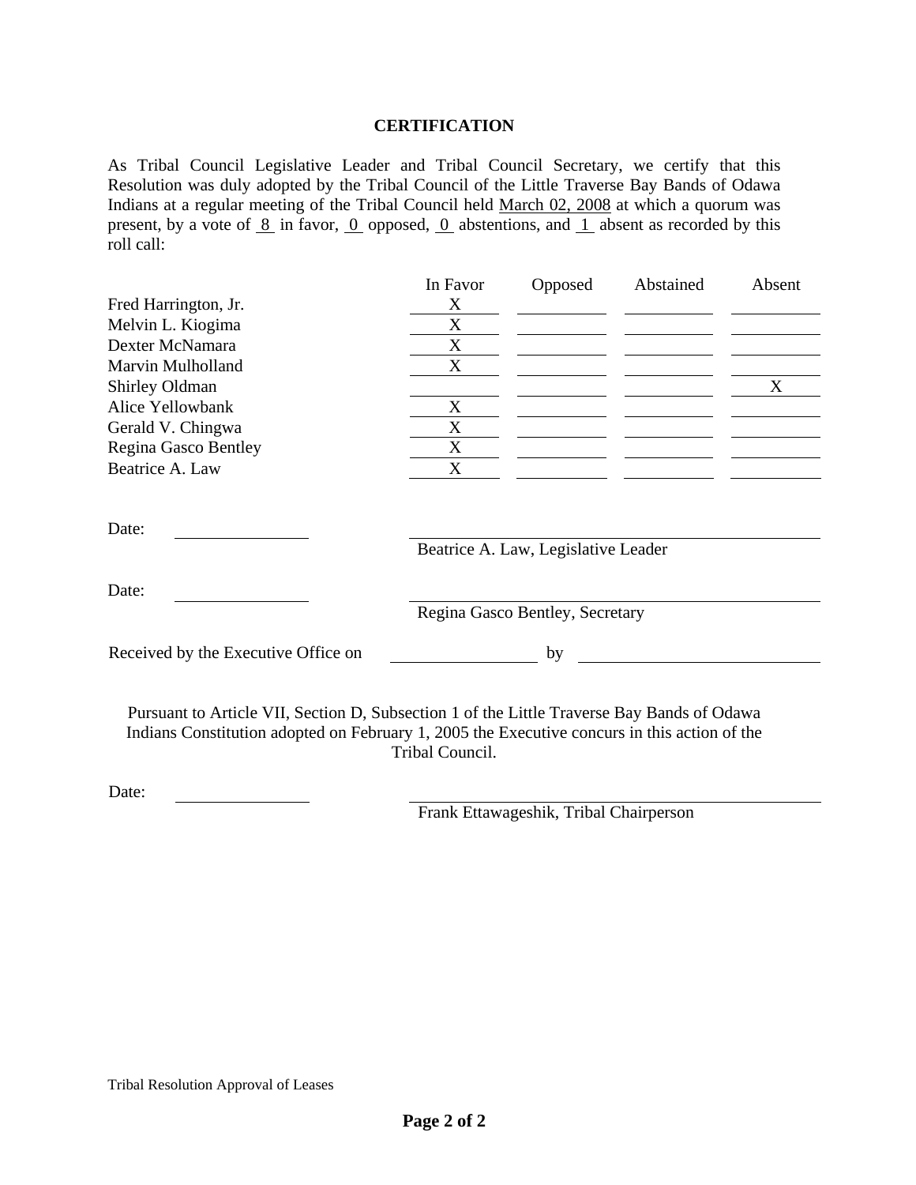## CERTIFICATION

As Tribal Council Legislative Leader and Tribal Council Secretary, we certify that this Resolution was duly adopted by the Tribal Council of the Little Traverse Bay Bands of Odawa Indians at a regular meeting of the Tribal Council held March 02, 2008 at which a quorum was present, by a vote of 8 in favor, 0 opposed, 0 abstentions, and 1 absent as recorded by this roll call:

| | In Favor | Opposed | Abstained | Absent |
|---|---|---|---|---|
| Fred Harrington, Jr. | X | | | |
| Melvin L. Kiogima | X | | | |
| Dexter McNamara | X | | | |
| Marvin Mulholland | X | | | |
| Shirley Oldman | | | | X |
| Alice Yellowbank | X | | | |
| Gerald V. Chingwa | X | | | |
| Regina Gasco Bentley | X | | | |
| Beatrice A. Law | X | | | |

Date: ______________ ____________________________________
Beatrice A. Law, Legislative Leader

Date: ______________ ____________________________________
Regina Gasco Bentley, Secretary

Received by the Executive Office on ______________ by ____________________

Pursuant to Article VII, Section D, Subsection 1 of the Little Traverse Bay Bands of Odawa Indians Constitution adopted on February 1, 2005 the Executive concurs in this action of the Tribal Council.

Date: ______________ ____________________________________
Frank Ettawageshik, Tribal Chairperson

Tribal Resolution Approval of Leases